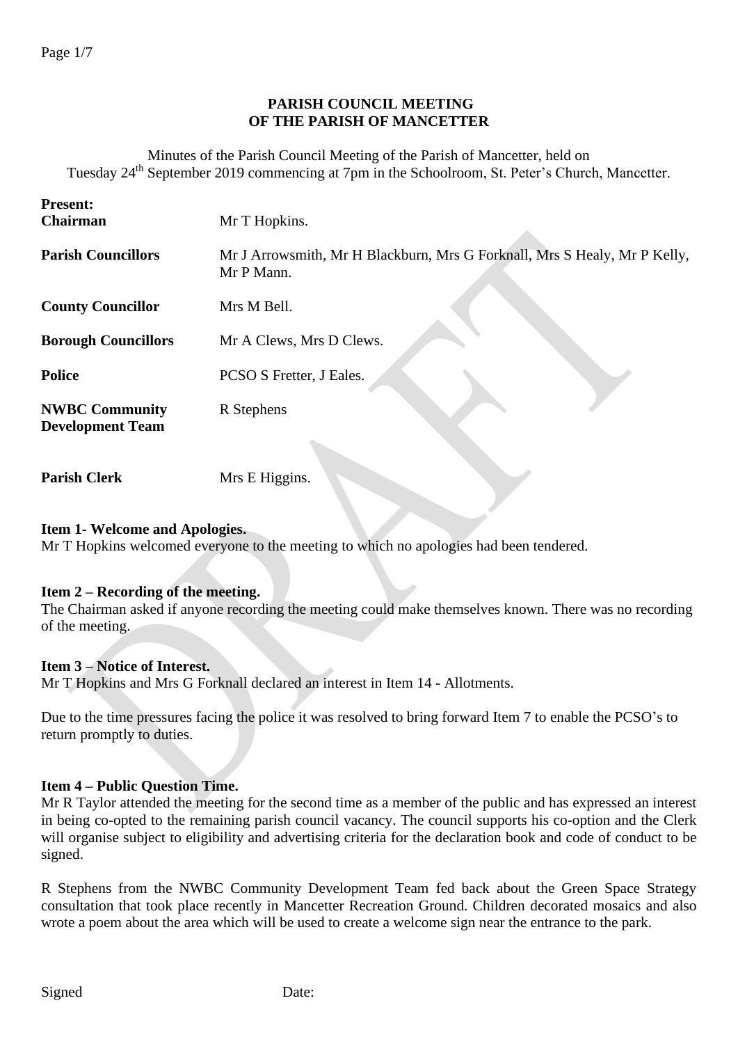# PARISH COUNCIL MEETING
# OF THE PARISH OF MANCETTER

Minutes of the Parish Council Meeting of the Parish of Mancetter, held on Tuesday 24th September 2019 commencing at 7pm in the Schoolroom, St. Peter's Church, Mancetter.

| | |
|---|---|
| **Present:** | |
| **Chairman** | Mr T Hopkins. |
| **Parish Councillors** | Mr J Arrowsmith, Mr H Blackburn, Mrs G Forknall, Mrs S Healy, Mr P Kelly, Mr P Mann. |
| **County Councillor** | Mrs M Bell. |
| **Borough Councillors** | Mr A Clews, Mrs D Clews. |
| **Police** | PCSO S Fretter, J Eales. |
| **NWBC Community Development Team** | R Stephens |
| **Parish Clerk** | Mrs E Higgins. |

**Item 1- Welcome and Apologies.**
Mr T Hopkins welcomed everyone to the meeting to which no apologies had been tendered.

**Item 2 – Recording of the meeting.**
The Chairman asked if anyone recording the meeting could make themselves known. There was no recording of the meeting.

**Item 3 – Notice of Interest.**
Mr T Hopkins and Mrs G Forknall declared an interest in Item 14 - Allotments.

Due to the time pressures facing the police it was resolved to bring forward Item 7 to enable the PCSO's to return promptly to duties.

**Item 4 – Public Question Time.**
Mr R Taylor attended the meeting for the second time as a member of the public and has expressed an interest in being co-opted to the remaining parish council vacancy. The council supports his co-option and the Clerk will organise subject to eligibility and advertising criteria for the declaration book and code of conduct to be signed.

R Stephens from the NWBC Community Development Team fed back about the Green Space Strategy consultation that took place recently in Mancetter Recreation Ground. Children decorated mosaics and also wrote a poem about the area which will be used to create a welcome sign near the entrance to the park.

Signed Date: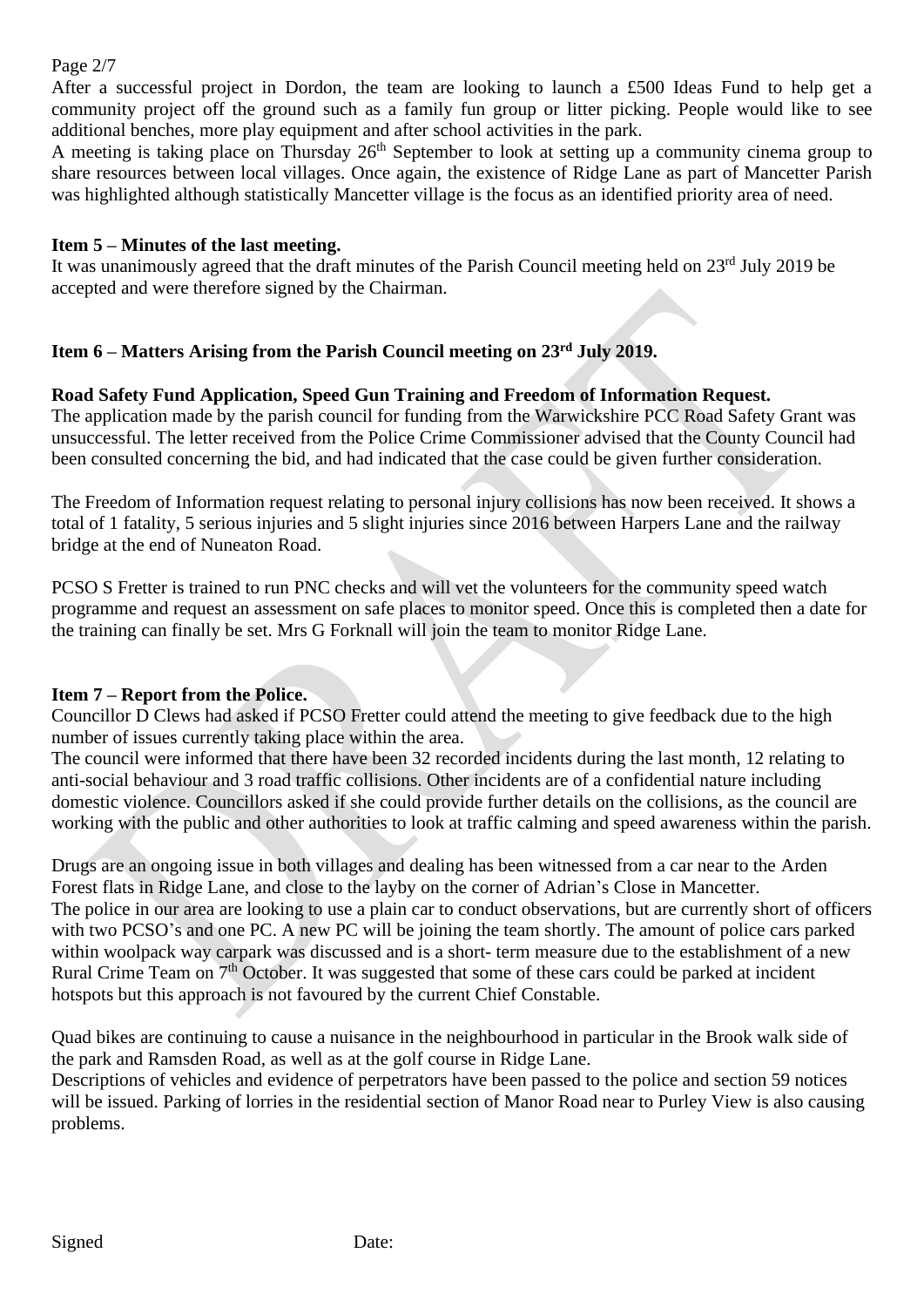After a successful project in Dordon, the team are looking to launch a £500 Ideas Fund to help get a community project off the ground such as a family fun group or litter picking. People would like to see additional benches, more play equipment and after school activities in the park.

A meeting is taking place on Thursday 26th September to look at setting up a community cinema group to share resources between local villages. Once again, the existence of Ridge Lane as part of Mancetter Parish was highlighted although statistically Mancetter village is the focus as an identified priority area of need.

**Item 5 – Minutes of the last meeting.**

It was unanimously agreed that the draft minutes of the Parish Council meeting held on 23rd July 2019 be accepted and were therefore signed by the Chairman.

**Item 6 – Matters Arising from the Parish Council meeting on 23rd July 2019.**

**Road Safety Fund Application, Speed Gun Training and Freedom of Information Request.**

The application made by the parish council for funding from the Warwickshire PCC Road Safety Grant was unsuccessful. The letter received from the Police Crime Commissioner advised that the County Council had been consulted concerning the bid, and had indicated that the case could be given further consideration.

The Freedom of Information request relating to personal injury collisions has now been received. It shows a total of 1 fatality, 5 serious injuries and 5 slight injuries since 2016 between Harpers Lane and the railway bridge at the end of Nuneaton Road.

PCSO S Fretter is trained to run PNC checks and will vet the volunteers for the community speed watch programme and request an assessment on safe places to monitor speed. Once this is completed then a date for the training can finally be set. Mrs G Forknall will join the team to monitor Ridge Lane.

**Item 7 – Report from the Police.**

Councillor D Clews had asked if PCSO Fretter could attend the meeting to give feedback due to the high number of issues currently taking place within the area.

The council were informed that there have been 32 recorded incidents during the last month, 12 relating to anti-social behaviour and 3 road traffic collisions. Other incidents are of a confidential nature including domestic violence. Councillors asked if she could provide further details on the collisions, as the council are working with the public and other authorities to look at traffic calming and speed awareness within the parish.

Drugs are an ongoing issue in both villages and dealing has been witnessed from a car near to the Arden Forest flats in Ridge Lane, and close to the layby on the corner of Adrian's Close in Mancetter.

The police in our area are looking to use a plain car to conduct observations, but are currently short of officers with two PCSO's and one PC. A new PC will be joining the team shortly. The amount of police cars parked within woolpack way carpark was discussed and is a short- term measure due to the establishment of a new Rural Crime Team on 7th October. It was suggested that some of these cars could be parked at incident hotspots but this approach is not favoured by the current Chief Constable.

Quad bikes are continuing to cause a nuisance in the neighbourhood in particular in the Brook walk side of the park and Ramsden Road, as well as at the golf course in Ridge Lane.

Descriptions of vehicles and evidence of perpetrators have been passed to the police and section 59 notices will be issued. Parking of lorries in the residential section of Manor Road near to Purley View is also causing problems.

Signed Date: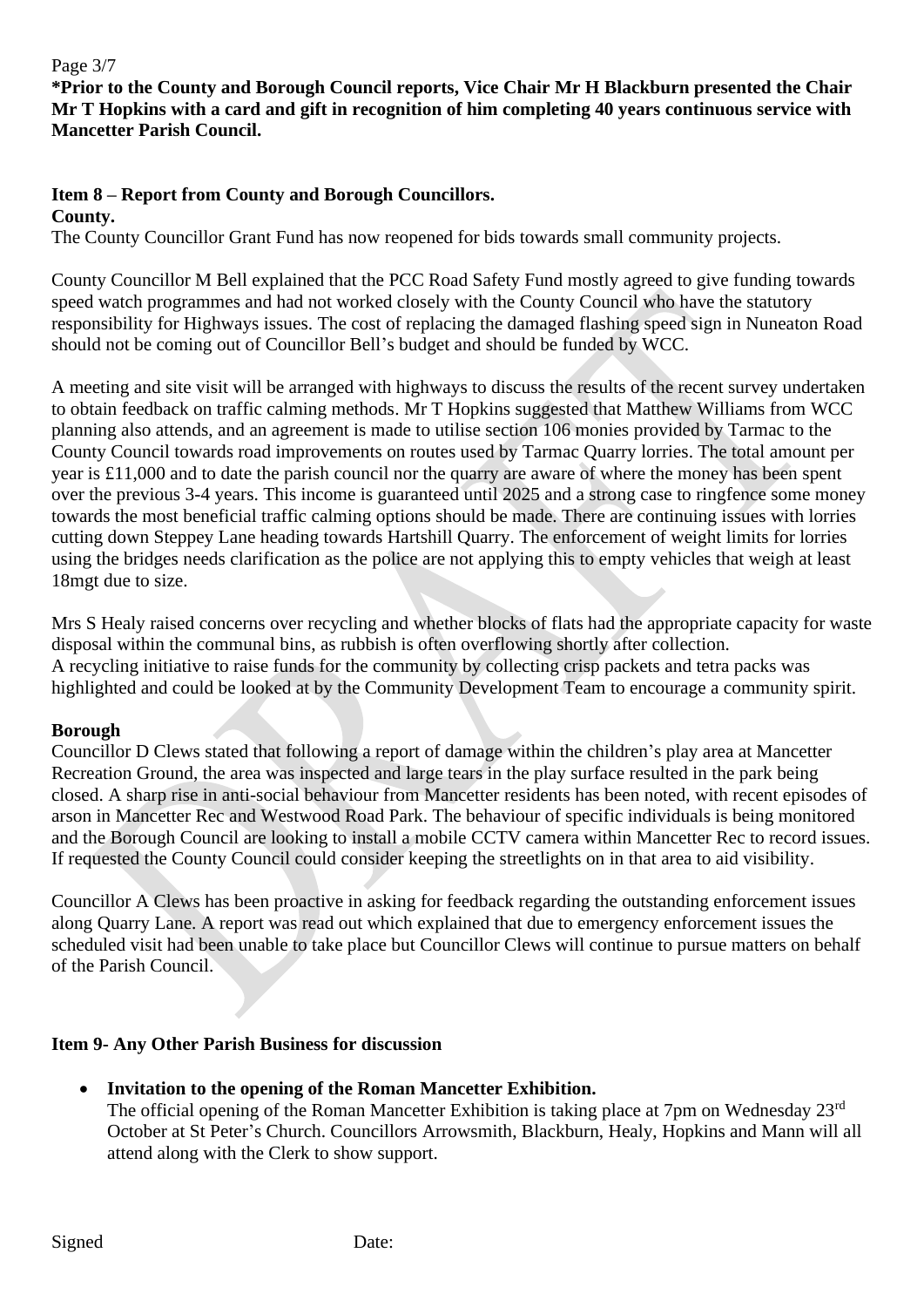**\*Prior to the County and Borough Council reports, Vice Chair Mr H Blackburn presented the Chair Mr T Hopkins with a card and gift in recognition of him completing 40 years continuous service with Mancetter Parish Council.**

**Item 8 – Report from County and Borough Councillors.**

**County.**

The County Councillor Grant Fund has now reopened for bids towards small community projects.

County Councillor M Bell explained that the PCC Road Safety Fund mostly agreed to give funding towards speed watch programmes and had not worked closely with the County Council who have the statutory responsibility for Highways issues. The cost of replacing the damaged flashing speed sign in Nuneaton Road should not be coming out of Councillor Bell's budget and should be funded by WCC.

A meeting and site visit will be arranged with highways to discuss the results of the recent survey undertaken to obtain feedback on traffic calming methods. Mr T Hopkins suggested that Matthew Williams from WCC planning also attends, and an agreement is made to utilise section 106 monies provided by Tarmac to the County Council towards road improvements on routes used by Tarmac Quarry lorries. The total amount per year is £11,000 and to date the parish council nor the quarry are aware of where the money has been spent over the previous 3-4 years. This income is guaranteed until 2025 and a strong case to ringfence some money towards the most beneficial traffic calming options should be made. There are continuing issues with lorries cutting down Steppey Lane heading towards Hartshill Quarry. The enforcement of weight limits for lorries using the bridges needs clarification as the police are not applying this to empty vehicles that weigh at least 18mgt due to size.

Mrs S Healy raised concerns over recycling and whether blocks of flats had the appropriate capacity for waste disposal within the communal bins, as rubbish is often overflowing shortly after collection.
A recycling initiative to raise funds for the community by collecting crisp packets and tetra packs was highlighted and could be looked at by the Community Development Team to encourage a community spirit.

**Borough**

Councillor D Clews stated that following a report of damage within the children's play area at Mancetter Recreation Ground, the area was inspected and large tears in the play surface resulted in the park being closed. A sharp rise in anti-social behaviour from Mancetter residents has been noted, with recent episodes of arson in Mancetter Rec and Westwood Road Park. The behaviour of specific individuals is being monitored and the Borough Council are looking to install a mobile CCTV camera within Mancetter Rec to record issues. If requested the County Council could consider keeping the streetlights on in that area to aid visibility.

Councillor A Clews has been proactive in asking for feedback regarding the outstanding enforcement issues along Quarry Lane. A report was read out which explained that due to emergency enforcement issues the scheduled visit had been unable to take place but Councillor Clews will continue to pursue matters on behalf of the Parish Council.

**Item 9- Any Other Parish Business for discussion**

- **Invitation to the opening of the Roman Mancetter Exhibition.**
  The official opening of the Roman Mancetter Exhibition is taking place at 7pm on Wednesday 23rd October at St Peter's Church. Councillors Arrowsmith, Blackburn, Healy, Hopkins and Mann will all attend along with the Clerk to show support.

Signed Date: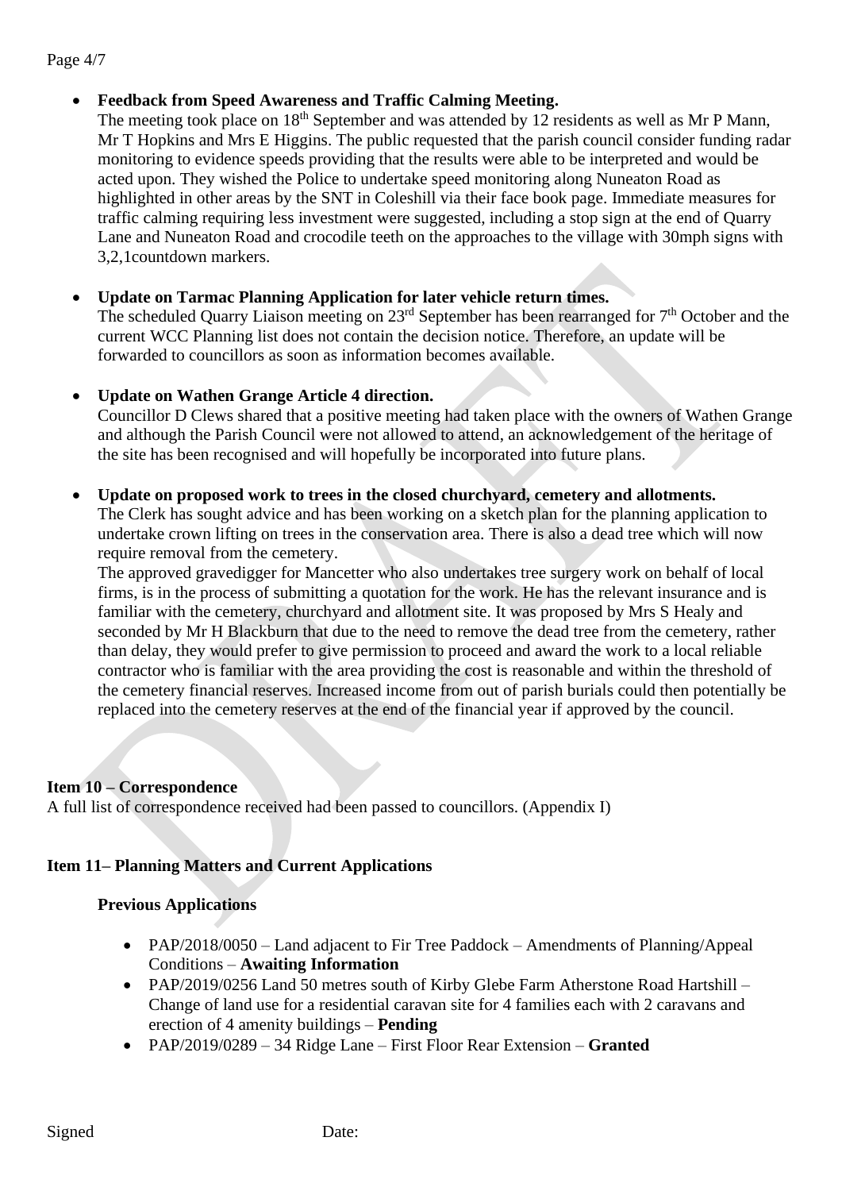- **Feedback from Speed Awareness and Traffic Calming Meeting.**
  The meeting took place on 18th September and was attended by 12 residents as well as Mr P Mann, Mr T Hopkins and Mrs E Higgins. The public requested that the parish council consider funding radar monitoring to evidence speeds providing that the results were able to be interpreted and would be acted upon. They wished the Police to undertake speed monitoring along Nuneaton Road as highlighted in other areas by the SNT in Coleshill via their face book page. Immediate measures for traffic calming requiring less investment were suggested, including a stop sign at the end of Quarry Lane and Nuneaton Road and crocodile teeth on the approaches to the village with 30mph signs with 3,2,1countdown markers.

- **Update on Tarmac Planning Application for later vehicle return times.**
  The scheduled Quarry Liaison meeting on 23rd September has been rearranged for 7th October and the current WCC Planning list does not contain the decision notice. Therefore, an update will be forwarded to councillors as soon as information becomes available.

- **Update on Wathen Grange Article 4 direction.**
  Councillor D Clews shared that a positive meeting had taken place with the owners of Wathen Grange and although the Parish Council were not allowed to attend, an acknowledgement of the heritage of the site has been recognised and will hopefully be incorporated into future plans.

- **Update on proposed work to trees in the closed churchyard, cemetery and allotments.**
  The Clerk has sought advice and has been working on a sketch plan for the planning application to undertake crown lifting on trees in the conservation area. There is also a dead tree which will now require removal from the cemetery.
  The approved gravedigger for Mancetter who also undertakes tree surgery work on behalf of local firms, is in the process of submitting a quotation for the work. He has the relevant insurance and is familiar with the cemetery, churchyard and allotment site. It was proposed by Mrs S Healy and seconded by Mr H Blackburn that due to the need to remove the dead tree from the cemetery, rather than delay, they would prefer to give permission to proceed and award the work to a local reliable contractor who is familiar with the area providing the cost is reasonable and within the threshold of the cemetery financial reserves. Increased income from out of parish burials could then potentially be replaced into the cemetery reserves at the end of the financial year if approved by the council.

**Item 10 – Correspondence**

A full list of correspondence received had been passed to councillors. (Appendix I)

**Item 11– Planning Matters and Current Applications**

**Previous Applications**

- PAP/2018/0050 – Land adjacent to Fir Tree Paddock – Amendments of Planning/Appeal Conditions – **Awaiting Information**
- PAP/2019/0256 Land 50 metres south of Kirby Glebe Farm Atherstone Road Hartshill – Change of land use for a residential caravan site for 4 families each with 2 caravans and erection of 4 amenity buildings – **Pending**
- PAP/2019/0289 – 34 Ridge Lane – First Floor Rear Extension – **Granted**

Signed Date: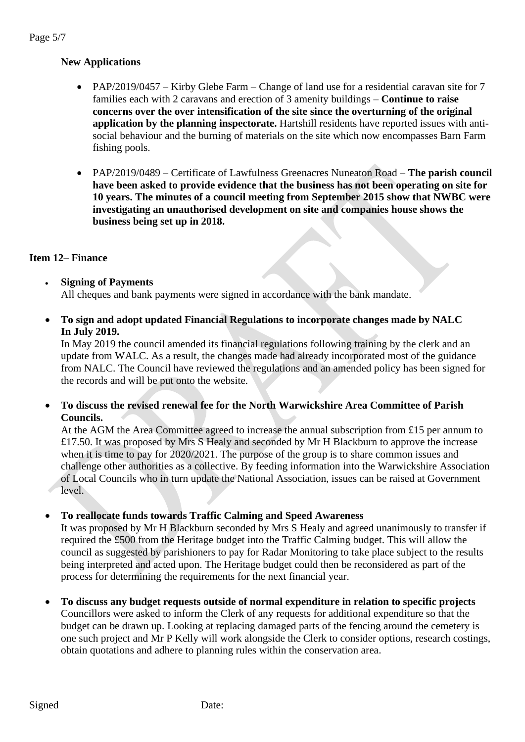**New Applications**

- PAP/2019/0457 – Kirby Glebe Farm – Change of land use for a residential caravan site for 7 families each with 2 caravans and erection of 3 amenity buildings – **Continue to raise concerns over the over intensification of the site since the overturning of the original application by the planning inspectorate.** Hartshill residents have reported issues with anti-social behaviour and the burning of materials on the site which now encompasses Barn Farm fishing pools.

- PAP/2019/0489 – Certificate of Lawfulness Greenacres Nuneaton Road – **The parish council have been asked to provide evidence that the business has not been operating on site for 10 years. The minutes of a council meeting from September 2015 show that NWBC were investigating an unauthorised development on site and companies house shows the business being set up in 2018.**

**Item 12– Finance**

- **Signing of Payments**
  All cheques and bank payments were signed in accordance with the bank mandate.

- **To sign and adopt updated Financial Regulations to incorporate changes made by NALC In July 2019.**
  In May 2019 the council amended its financial regulations following training by the clerk and an update from WALC. As a result, the changes made had already incorporated most of the guidance from NALC. The Council have reviewed the regulations and an amended policy has been signed for the records and will be put onto the website.

- **To discuss the revised renewal fee for the North Warwickshire Area Committee of Parish Councils.**
  At the AGM the Area Committee agreed to increase the annual subscription from £15 per annum to £17.50. It was proposed by Mrs S Healy and seconded by Mr H Blackburn to approve the increase when it is time to pay for 2020/2021. The purpose of the group is to share common issues and challenge other authorities as a collective. By feeding information into the Warwickshire Association of Local Councils who in turn update the National Association, issues can be raised at Government level.

- **To reallocate funds towards Traffic Calming and Speed Awareness**
  It was proposed by Mr H Blackburn seconded by Mrs S Healy and agreed unanimously to transfer if required the £500 from the Heritage budget into the Traffic Calming budget. This will allow the council as suggested by parishioners to pay for Radar Monitoring to take place subject to the results being interpreted and acted upon. The Heritage budget could then be reconsidered as part of the process for determining the requirements for the next financial year.

- **To discuss any budget requests outside of normal expenditure in relation to specific projects**
  Councillors were asked to inform the Clerk of any requests for additional expenditure so that the budget can be drawn up. Looking at replacing damaged parts of the fencing around the cemetery is one such project and Mr P Kelly will work alongside the Clerk to consider options, research costings, obtain quotations and adhere to planning rules within the conservation area.

Signed Date: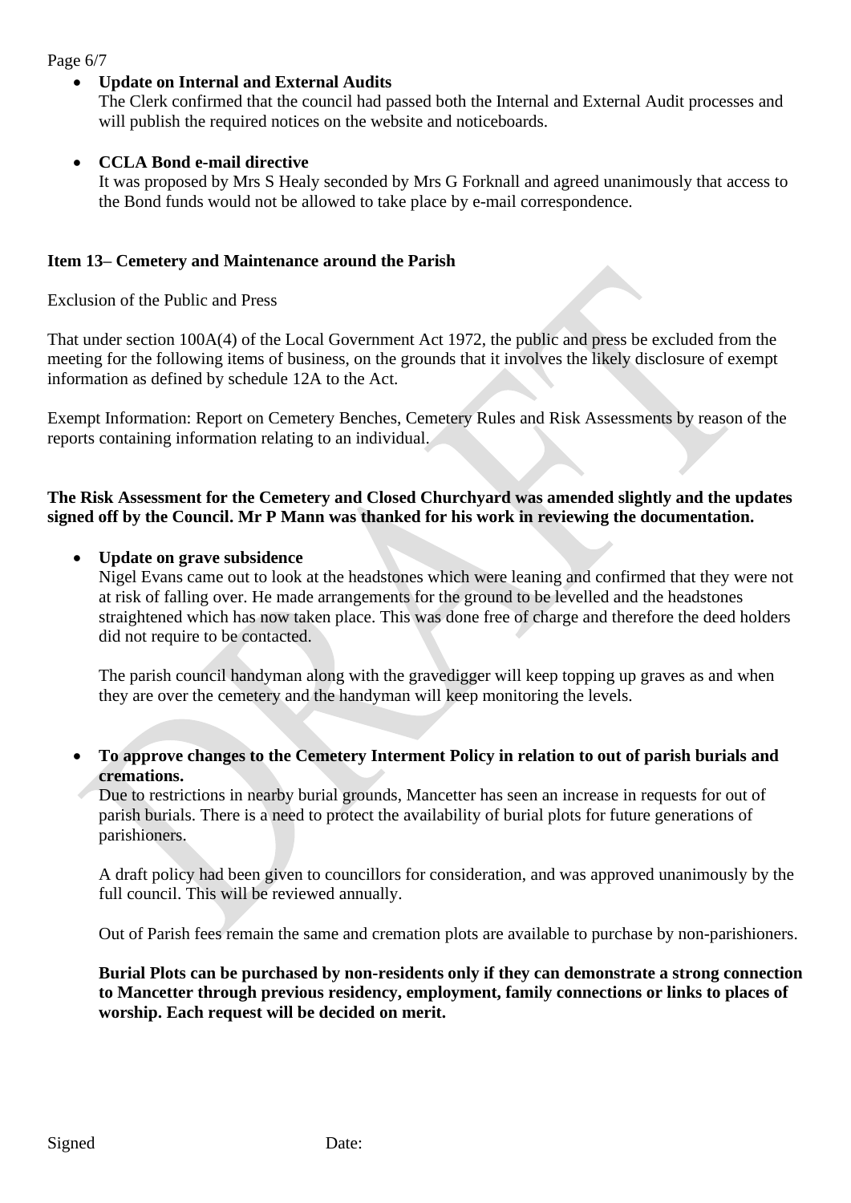- **Update on Internal and External Audits**
  The Clerk confirmed that the council had passed both the Internal and External Audit processes and will publish the required notices on the website and noticeboards.

- **CCLA Bond e-mail directive**
  It was proposed by Mrs S Healy seconded by Mrs G Forknall and agreed unanimously that access to the Bond funds would not be allowed to take place by e-mail correspondence.

**Item 13– Cemetery and Maintenance around the Parish**

Exclusion of the Public and Press

That under section 100A(4) of the Local Government Act 1972, the public and press be excluded from the meeting for the following items of business, on the grounds that it involves the likely disclosure of exempt information as defined by schedule 12A to the Act.

Exempt Information: Report on Cemetery Benches, Cemetery Rules and Risk Assessments by reason of the reports containing information relating to an individual.

**The Risk Assessment for the Cemetery and Closed Churchyard was amended slightly and the updates signed off by the Council. Mr P Mann was thanked for his work in reviewing the documentation.**

- **Update on grave subsidence**
  Nigel Evans came out to look at the headstones which were leaning and confirmed that they were not at risk of falling over. He made arrangements for the ground to be levelled and the headstones straightened which has now taken place. This was done free of charge and therefore the deed holders did not require to be contacted.

  The parish council handyman along with the gravedigger will keep topping up graves as and when they are over the cemetery and the handyman will keep monitoring the levels.

- **To approve changes to the Cemetery Interment Policy in relation to out of parish burials and cremations.**
  Due to restrictions in nearby burial grounds, Mancetter has seen an increase in requests for out of parish burials. There is a need to protect the availability of burial plots for future generations of parishioners.

  A draft policy had been given to councillors for consideration, and was approved unanimously by the full council. This will be reviewed annually.

  Out of Parish fees remain the same and cremation plots are available to purchase by non-parishioners.

  **Burial Plots can be purchased by non-residents only if they can demonstrate a strong connection to Mancetter through previous residency, employment, family connections or links to places of worship. Each request will be decided on merit.**

Signed Date: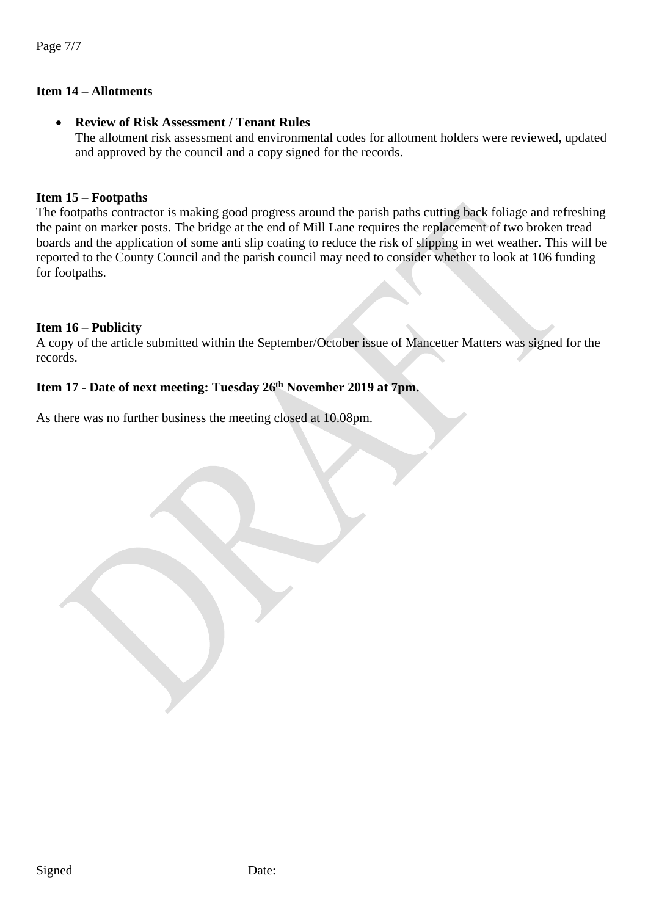**Item 14 – Allotments**

- **Review of Risk Assessment / Tenant Rules**
  The allotment risk assessment and environmental codes for allotment holders were reviewed, updated and approved by the council and a copy signed for the records.

**Item 15 – Footpaths**

The footpaths contractor is making good progress around the parish paths cutting back foliage and refreshing the paint on marker posts. The bridge at the end of Mill Lane requires the replacement of two broken tread boards and the application of some anti slip coating to reduce the risk of slipping in wet weather. This will be reported to the County Council and the parish council may need to consider whether to look at 106 funding for footpaths.

**Item 16 – Publicity**

A copy of the article submitted within the September/October issue of Mancetter Matters was signed for the records.

**Item 17 - Date of next meeting: Tuesday 26th November 2019 at 7pm.**

As there was no further business the meeting closed at 10.08pm.

Signed Date: